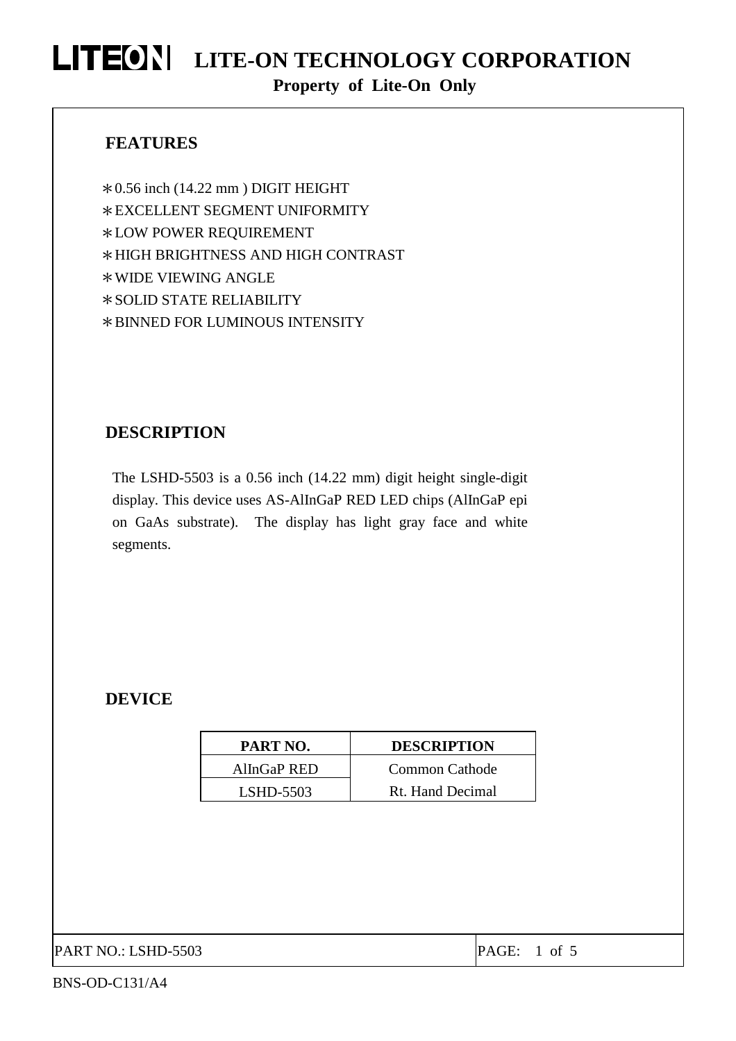# LITE-ON TECHNOLOGY CORPORATION

**Property of Lite-On Only**

## FEATURES

* 0.56 inch (14.22 mm ) DIGIT HEIGHT
* EXCELLENT SEGMENT UNIFORMITY
* LOW POWER REQUIREMENT
* HIGH BRIGHTNESS AND HIGH CONTRAST
* WIDE VIEWING ANGLE
* SOLID STATE RELIABILITY
* BINNED FOR LUMINOUS INTENSITY

## DESCRIPTION

The LSHD-5503 is a 0.56 inch (14.22 mm) digit height single-digit display. This device uses AS-AlInGaP RED LED chips (AlInGaP epi on GaAs substrate). The display has light gray face and white segments.

## DEVICE

| PART NO. | DESCRIPTION |
|---|---|
| AlInGaP RED | Common Cathode |
| LSHD-5503 | Rt. Hand Decimal |

PART NO.: LSHD-5503

BNS-OD-C131/A4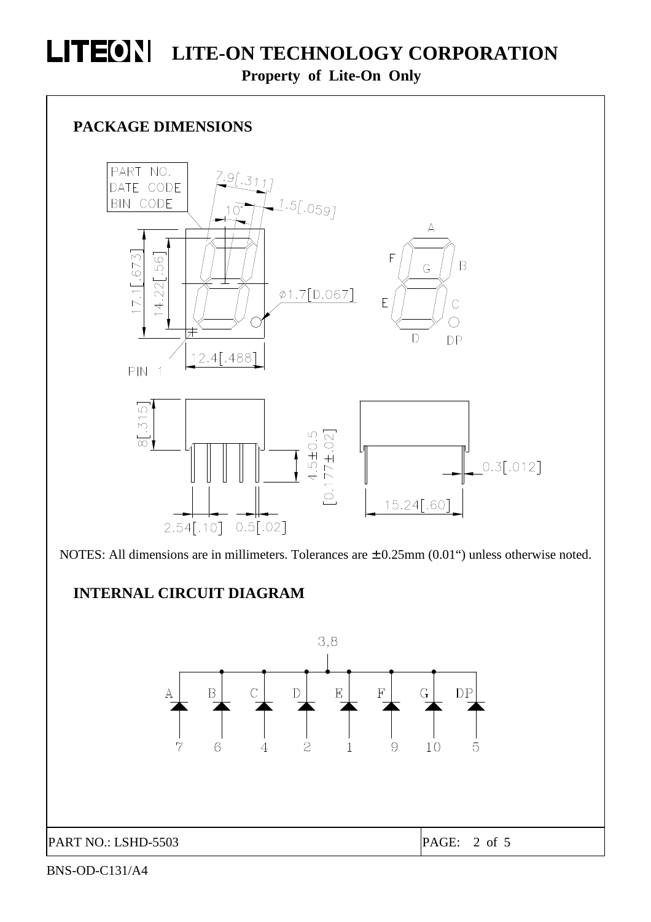## PACKAGE DIMENSIONS

NOTES: All dimensions are in millimeters. Tolerances are ± 0.25mm (0.01") unless otherwise noted.

## INTERNAL CIRCUIT DIAGRAM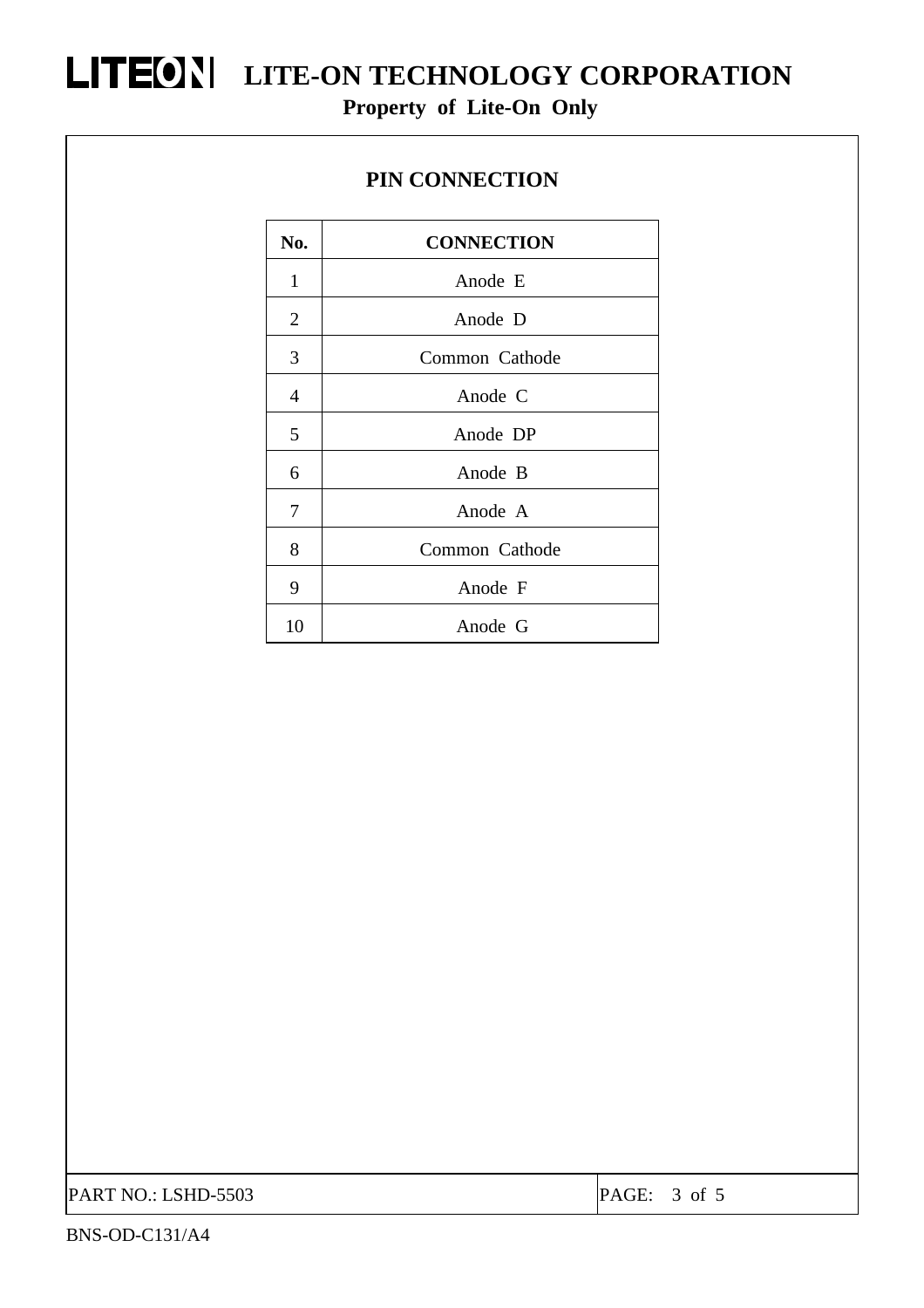## PIN CONNECTION

| No. | CONNECTION |
|---|---|
| 1 | Anode E |
| 2 | Anode D |
| 3 | Common Cathode |
| 4 | Anode C |
| 5 | Anode DP |
| 6 | Anode B |
| 7 | Anode A |
| 8 | Common Cathode |
| 9 | Anode F |
| 10 | Anode G |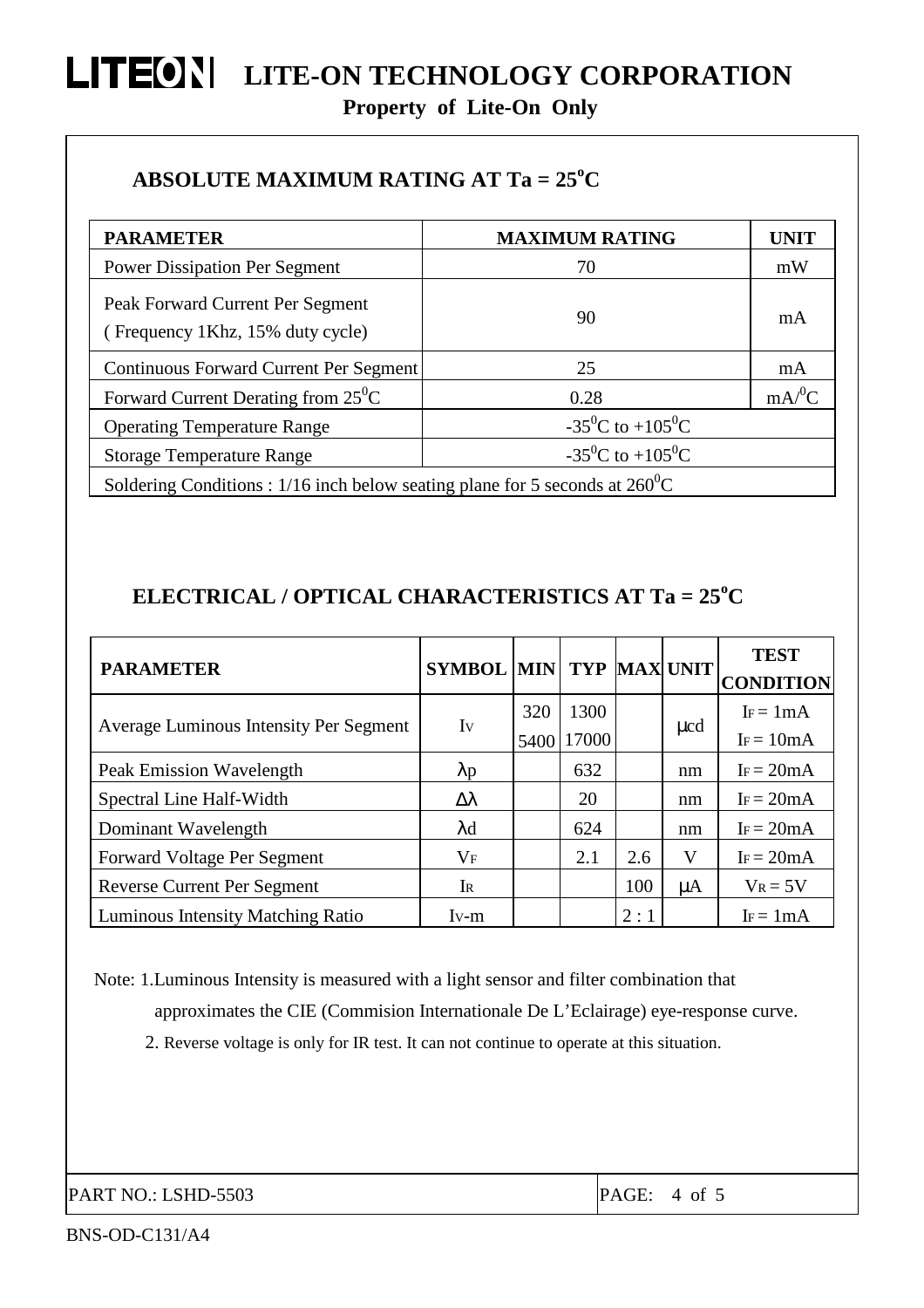## ABSOLUTE MAXIMUM RATING AT Ta = 25°C

| PARAMETER | MAXIMUM RATING | UNIT |
|---|---|---|
| Power Dissipation Per Segment | 70 | mW |
| Peak Forward Current Per Segment ( Frequency 1Khz, 15% duty cycle) | 90 | mA |
| Continuous Forward Current Per Segment | 25 | mA |
| Forward Current Derating from 25°C | 0.28 | mA/°C |
| Operating Temperature Range | -35°C to +105°C | |
| Storage Temperature Range | -35°C to +105°C | |
| Soldering Conditions : 1/16 inch below seating plane for 5 seconds at 260°C | | |

## ELECTRICAL / OPTICAL CHARACTERISTICS AT Ta = 25°C

| PARAMETER | SYMBOL | MIN | TYP | MAX | UNIT | TEST CONDITION |
|---|---|---|---|---|---|---|
| Average Luminous Intensity Per Segment | $I_V$ | 320<br>5400 | 1300<br>17000 | | μcd | $I_F$ = 1mA<br>$I_F$ = 10mA |
| Peak Emission Wavelength | $\lambda p$ | | 632 | | nm | $I_F$ = 20mA |
| Spectral Line Half-Width | $\Delta\lambda$ | | 20 | | nm | $I_F$ = 20mA |
| Dominant Wavelength | $\lambda d$ | | 624 | | nm | $I_F$ = 20mA |
| Forward Voltage Per Segment | $V_F$ | | 2.1 | 2.6 | V | $I_F$ = 20mA |
| Reverse Current Per Segment | $I_R$ | | | 100 | μA | $V_R$ = 5V |
| Luminous Intensity Matching Ratio | $I_V$-m | | | 2 : 1 | | $I_F$ = 1mA |

Note: 1.Luminous Intensity is measured with a light sensor and filter combination that approximates the CIE (Commision Internationale De L'Eclairage) eye-response curve.

2. Reverse voltage is only for IR test. It can not continue to operate at this situation.

PART NO.: LSHD-5503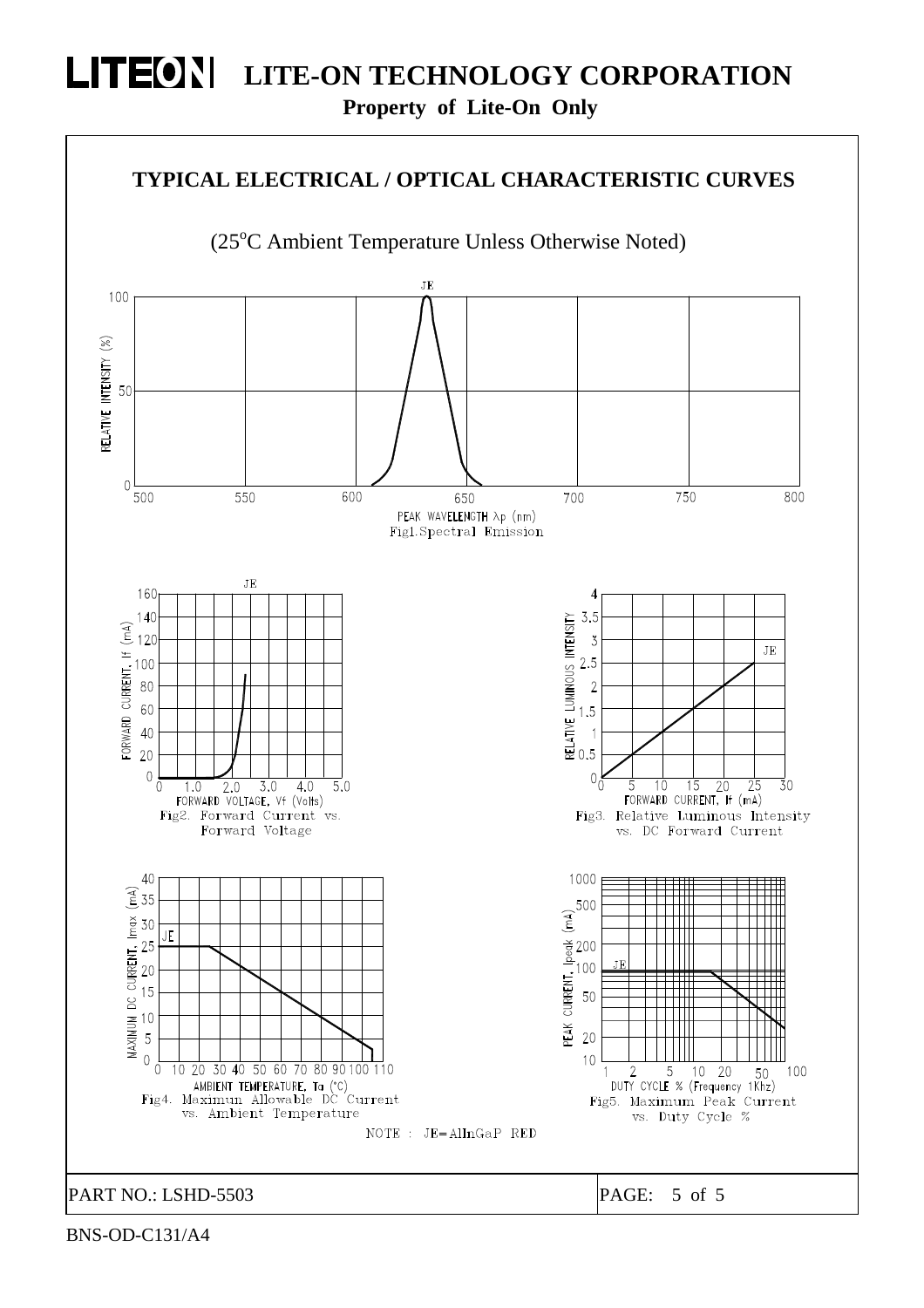# TYPICAL ELECTRICAL / OPTICAL CHARACTERISTIC CURVES

(25°C Ambient Temperature Unless Otherwise Noted)

JE

RELATIVE INTENSITY (%)

100

50

0

500 550 600 650 700 750 800

PEAK WAVELENGTH λp (nm)

Fig1.Spectral Emission

JE

FORWARD CURRENT, If (mA)

160 140 120 100 80 60 40 20 0

0 1.0 2.0 3.0 4.0 5.0

FORWARD VOLTAGE, Vf (Volts)

Fig2. Forward Current vs. Forward Voltage

RELATIVE LUMINOUS INTENSITY

4 3.5 3 2.5 2 1.5 1 0.5 0

JE

0 5 10 15 20 25 30

FORWARD CURRENT, If (mA)

Fig3. Relative luminous Intensity vs. DC Forward Current

MAXIMUN DC CURRENT, Imax (mA)

40 35 30 25 20 15 10 5 0

JE

0 10 20 30 40 50 60 70 80 90 100 110

AMBIENT TEMPERATURE, Ta (°C)

Fig4. Maximun Allowable DC Current vs. Ambient Temperature

PEAK CURRENT, Ipeak (mA)

1000 500 200 100 50 20 10

JE

1 2 5 10 20 50 100

DUTY CYCLE % (Frequency 1Khz)

Fig5. Maximum Peak Current vs. Duty Cycle %

NOTE : JE=AlInGaP RED

PART NO.: LSHD-5503